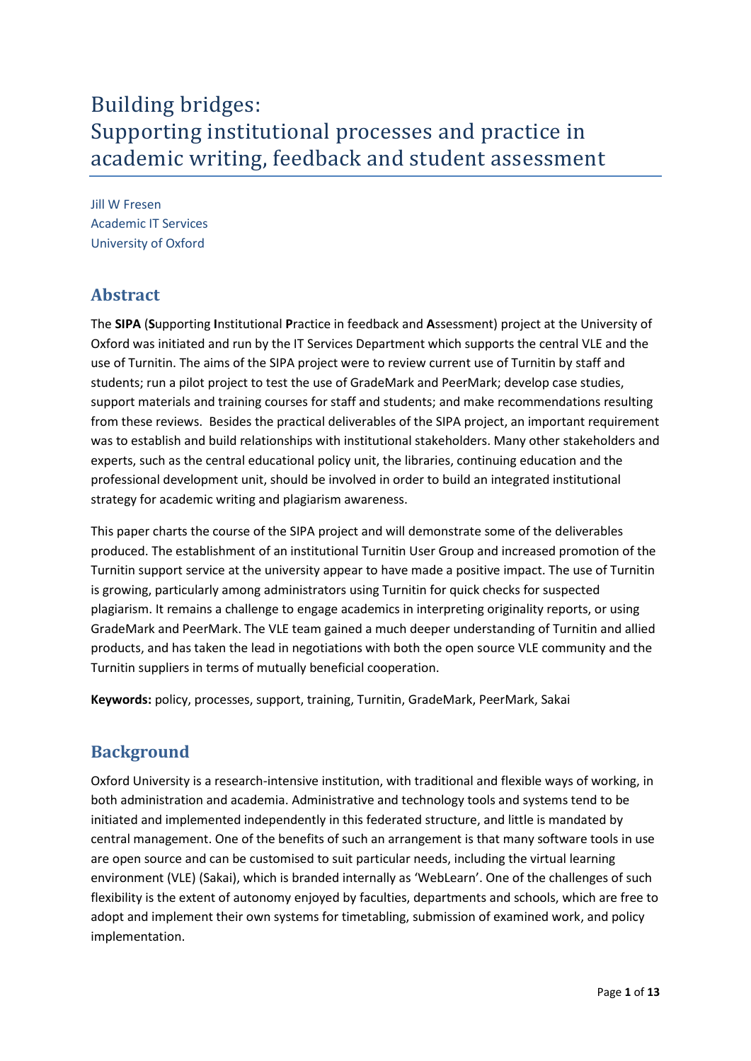# Building bridges:
# Supporting institutional processes and practice in academic writing, feedback and student assessment

Jill W Fresen
Academic IT Services
University of Oxford

## Abstract

The **SIPA** (**S**upporting **I**nstitutional **P**ractice in feedback and **A**ssessment) project at the University of Oxford was initiated and run by the IT Services Department which supports the central VLE and the use of Turnitin. The aims of the SIPA project were to review current use of Turnitin by staff and students; run a pilot project to test the use of GradeMark and PeerMark; develop case studies, support materials and training courses for staff and students; and make recommendations resulting from these reviews. Besides the practical deliverables of the SIPA project, an important requirement was to establish and build relationships with institutional stakeholders. Many other stakeholders and experts, such as the central educational policy unit, the libraries, continuing education and the professional development unit, should be involved in order to build an integrated institutional strategy for academic writing and plagiarism awareness.

This paper charts the course of the SIPA project and will demonstrate some of the deliverables produced. The establishment of an institutional Turnitin User Group and increased promotion of the Turnitin support service at the university appear to have made a positive impact. The use of Turnitin is growing, particularly among administrators using Turnitin for quick checks for suspected plagiarism. It remains a challenge to engage academics in interpreting originality reports, or using GradeMark and PeerMark. The VLE team gained a much deeper understanding of Turnitin and allied products, and has taken the lead in negotiations with both the open source VLE community and the Turnitin suppliers in terms of mutually beneficial cooperation.

**Keywords:** policy, processes, support, training, Turnitin, GradeMark, PeerMark, Sakai

## Background

Oxford University is a research-intensive institution, with traditional and flexible ways of working, in both administration and academia. Administrative and technology tools and systems tend to be initiated and implemented independently in this federated structure, and little is mandated by central management. One of the benefits of such an arrangement is that many software tools in use are open source and can be customised to suit particular needs, including the virtual learning environment (VLE) (Sakai), which is branded internally as 'WebLearn'. One of the challenges of such flexibility is the extent of autonomy enjoyed by faculties, departments and schools, which are free to adopt and implement their own systems for timetabling, submission of examined work, and policy implementation.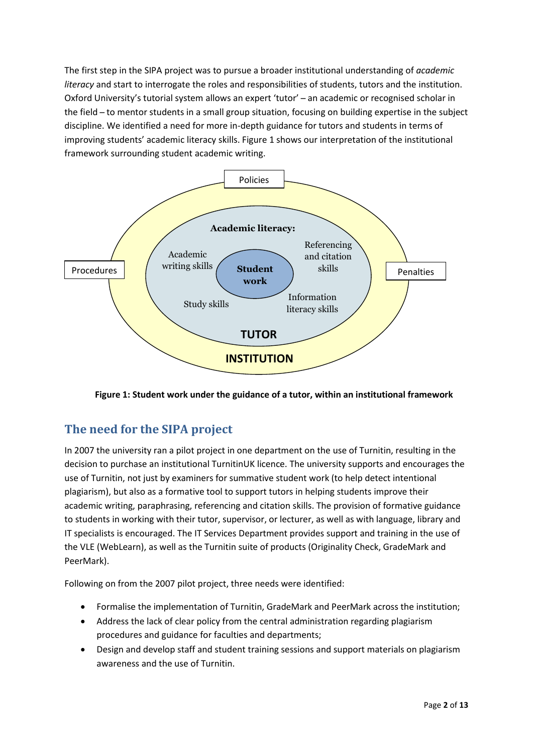The first step in the SIPA project was to pursue a broader institutional understanding of *academic literacy* and start to interrogate the roles and responsibilities of students, tutors and the institution. Oxford University's tutorial system allows an expert 'tutor' – an academic or recognised scholar in the field – to mentor students in a small group situation, focusing on building expertise in the subject discipline. We identified a need for more in-depth guidance for tutors and students in terms of improving students' academic literacy skills. Figure 1 shows our interpretation of the institutional framework surrounding student academic writing.

Policies

Procedures

Penalties

**Academic literacy:**

Academic writing skills

Referencing and citation skills

**Student work**

Study skills

Information literacy skills

**TUTOR**

**INSTITUTION**

**Figure 1: Student work under the guidance of a tutor, within an institutional framework**

## The need for the SIPA project

In 2007 the university ran a pilot project in one department on the use of Turnitin, resulting in the decision to purchase an institutional TurnitinUK licence. The university supports and encourages the use of Turnitin, not just by examiners for summative student work (to help detect intentional plagiarism), but also as a formative tool to support tutors in helping students improve their academic writing, paraphrasing, referencing and citation skills. The provision of formative guidance to students in working with their tutor, supervisor, or lecturer, as well as with language, library and IT specialists is encouraged. The IT Services Department provides support and training in the use of the VLE (WebLearn), as well as the Turnitin suite of products (Originality Check, GradeMark and PeerMark).

Following on from the 2007 pilot project, three needs were identified:

- Formalise the implementation of Turnitin, GradeMark and PeerMark across the institution;
- Address the lack of clear policy from the central administration regarding plagiarism procedures and guidance for faculties and departments;
- Design and develop staff and student training sessions and support materials on plagiarism awareness and the use of Turnitin.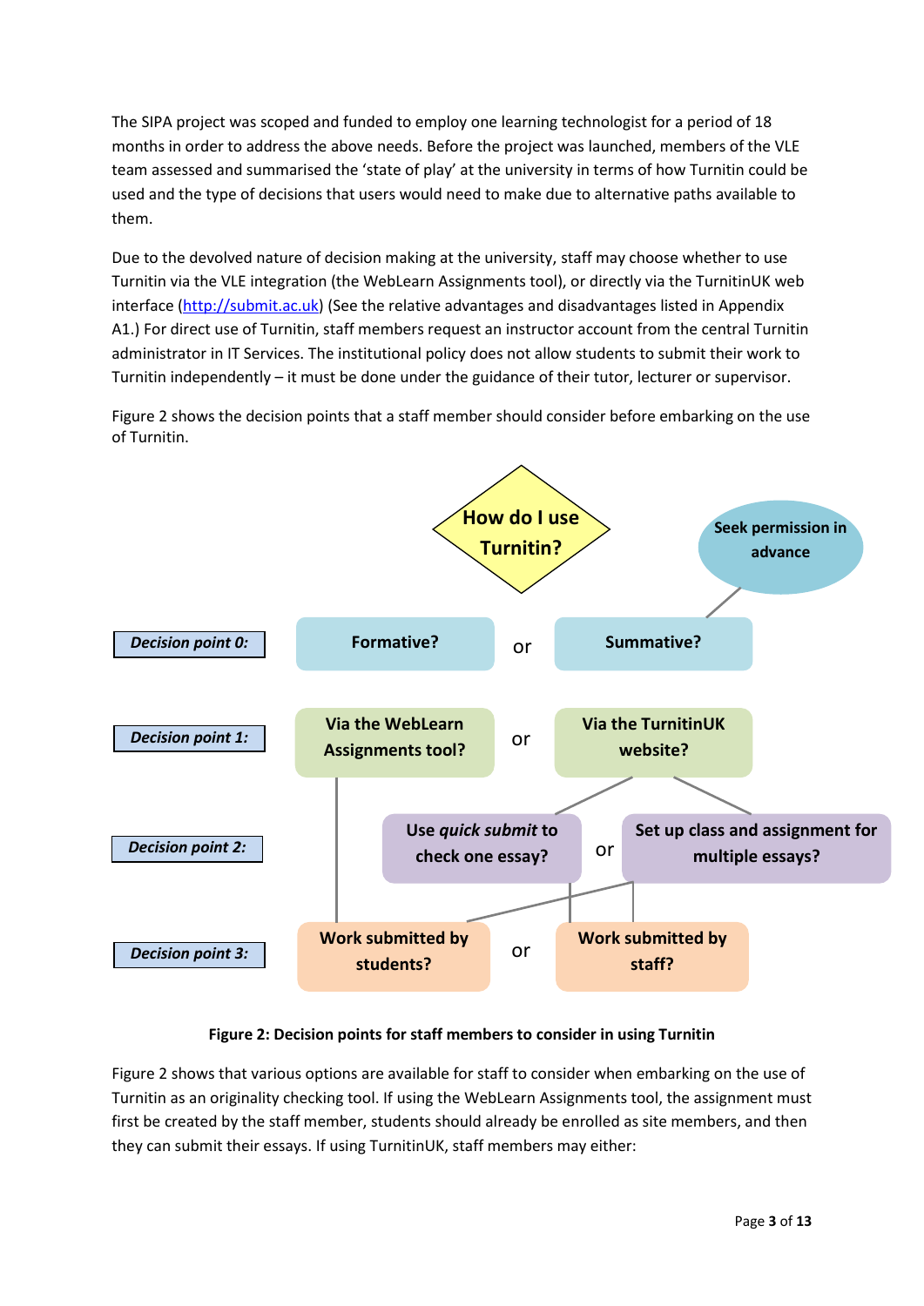The SIPA project was scoped and funded to employ one learning technologist for a period of 18 months in order to address the above needs. Before the project was launched, members of the VLE team assessed and summarised the 'state of play' at the university in terms of how Turnitin could be used and the type of decisions that users would need to make due to alternative paths available to them.

Due to the devolved nature of decision making at the university, staff may choose whether to use Turnitin via the VLE integration (the WebLearn Assignments tool), or directly via the TurnitinUK web interface (http://submit.ac.uk) (See the relative advantages and disadvantages listed in Appendix A1.) For direct use of Turnitin, staff members request an instructor account from the central Turnitin administrator in IT Services. The institutional policy does not allow students to submit their work to Turnitin independently – it must be done under the guidance of their tutor, lecturer or supervisor.

Figure 2 shows the decision points that a staff member should consider before embarking on the use of Turnitin.

**How do I use Turnitin?**

| | | | | |
|---|---|---|---|---|
| ***Decision point 0:*** | **Formative?** | or | **Summative?** | **Seek permission in advance** |
| ***Decision point 1:*** | **Via the WebLearn Assignments tool?** | or | **Via the TurnitinUK website?** | |
| ***Decision point 2:*** | **Use *quick submit* to check one essay?** | or | **Set up class and assignment for multiple essays?** | |
| ***Decision point 3:*** | **Work submitted by students?** | or | **Work submitted by staff?** | |

**Figure 2: Decision points for staff members to consider in using Turnitin**

Figure 2 shows that various options are available for staff to consider when embarking on the use of Turnitin as an originality checking tool. If using the WebLearn Assignments tool, the assignment must first be created by the staff member, students should already be enrolled as site members, and then they can submit their essays. If using TurnitinUK, staff members may either: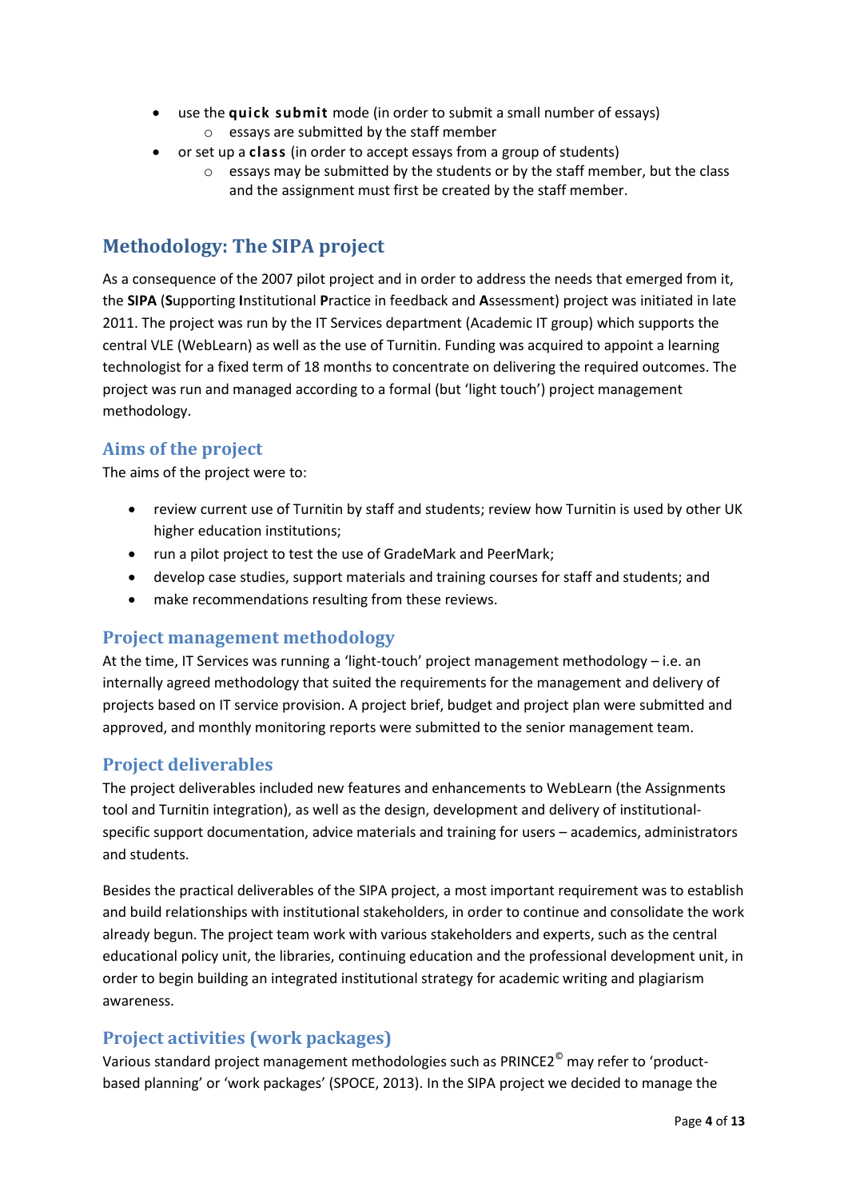- use the **quick submit** mode (in order to submit a small number of essays)
  - essays are submitted by the staff member
- or set up a **class** (in order to accept essays from a group of students)
  - essays may be submitted by the students or by the staff member, but the class and the assignment must first be created by the staff member.

## Methodology: The SIPA project

As a consequence of the 2007 pilot project and in order to address the needs that emerged from it, the **SIPA** (**S**upporting **I**nstitutional **P**ractice in feedback and **A**ssessment) project was initiated in late 2011. The project was run by the IT Services department (Academic IT group) which supports the central VLE (WebLearn) as well as the use of Turnitin. Funding was acquired to appoint a learning technologist for a fixed term of 18 months to concentrate on delivering the required outcomes. The project was run and managed according to a formal (but 'light touch') project management methodology.

### Aims of the project

The aims of the project were to:

- review current use of Turnitin by staff and students; review how Turnitin is used by other UK higher education institutions;
- run a pilot project to test the use of GradeMark and PeerMark;
- develop case studies, support materials and training courses for staff and students; and
- make recommendations resulting from these reviews.

### Project management methodology

At the time, IT Services was running a 'light-touch' project management methodology – i.e. an internally agreed methodology that suited the requirements for the management and delivery of projects based on IT service provision. A project brief, budget and project plan were submitted and approved, and monthly monitoring reports were submitted to the senior management team.

### Project deliverables

The project deliverables included new features and enhancements to WebLearn (the Assignments tool and Turnitin integration), as well as the design, development and delivery of institutional-specific support documentation, advice materials and training for users – academics, administrators and students.

Besides the practical deliverables of the SIPA project, a most important requirement was to establish and build relationships with institutional stakeholders, in order to continue and consolidate the work already begun. The project team work with various stakeholders and experts, such as the central educational policy unit, the libraries, continuing education and the professional development unit, in order to begin building an integrated institutional strategy for academic writing and plagiarism awareness.

### Project activities (work packages)

Various standard project management methodologies such as PRINCE2© may refer to 'product-based planning' or 'work packages' (SPOCE, 2013). In the SIPA project we decided to manage the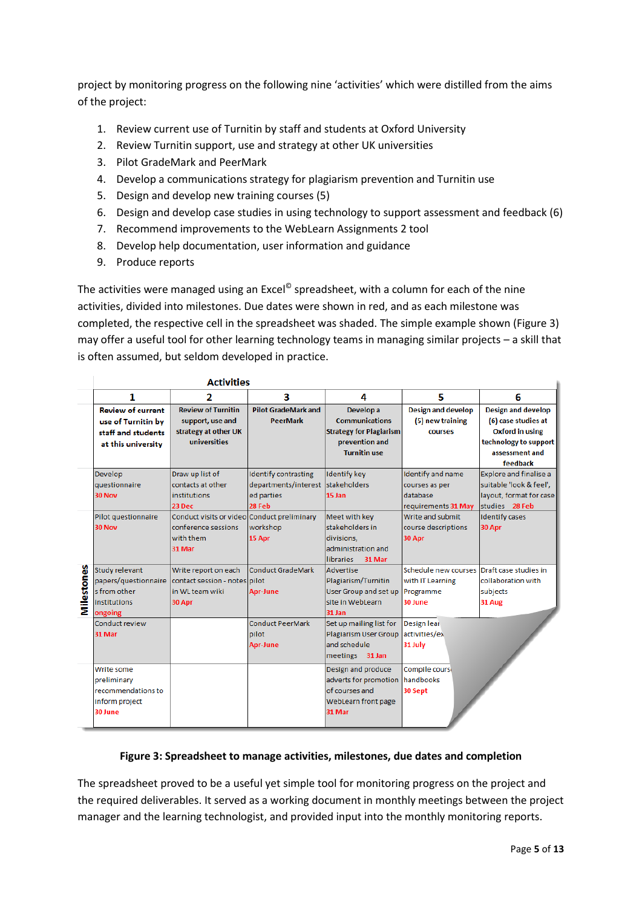project by monitoring progress on the following nine 'activities' which were distilled from the aims of the project:

1. Review current use of Turnitin by staff and students at Oxford University
2. Review Turnitin support, use and strategy at other UK universities
3. Pilot GradeMark and PeerMark
4. Develop a communications strategy for plagiarism prevention and Turnitin use
5. Design and develop new training courses (5)
6. Design and develop case studies in using technology to support assessment and feedback (6)
7. Recommend improvements to the WebLearn Assignments 2 tool
8. Develop help documentation, user information and guidance
9. Produce reports

The activities were managed using an Excel© spreadsheet, with a column for each of the nine activities, divided into milestones. Due dates were shown in red, and as each milestone was completed, the respective cell in the spreadsheet was shaded. The simple example shown (Figure 3) may offer a useful tool for other learning technology teams in managing similar projects – a skill that is often assumed, but seldom developed in practice.

| | **Activities** | | | | | |
|---|---|---|---|---|---|---|
| | **1** | **2** | **3** | **4** | **5** | **6** |
| | **Review of current use of Turnitin by staff and students at this university** | **Review of Turnitin support, use and strategy at other UK universities** | **Pilot GradeMark and PeerMark** | **Develop a Communications Strategy for Plagiarism prevention and Turnitin use** | **Design and develop (5) new training courses** | **Design and develop (6) case studies at Oxford in using technology to support assessment and feedback** |
| **Milestones** | Develop questionnaire 30 Nov | Draw up list of contacts at other institutions 23 Dec | Identify contrasting departments/interested parties 28 Feb | Identify key stakeholders 15 Jan | Identify and name courses as per database requirements 31 May | Explore and finalise a suitable 'look & feel', layout, format for case studies 28 Feb |
| | Pilot questionnaire 30 Nov | Conduct visits or video conference sessions with them 31 Mar | Conduct preliminary workshop 15 Apr | Meet with key stakeholders in divisions, administration and libraries 31 Mar | Write and submit course descriptions 30 Apr | Identify cases 30 Apr |
| | Study relevant papers/questionnaires from other institutions ongoing | Write report on each contact session - notes in WL team wiki 30 Apr | Conduct GradeMark pilot Apr-June | Advertise Plagiarism/Turnitin User Group and set up site in WebLearn 31 Jan | Schedule new courses with IT Learning Programme 30 June | Draft case studies in collaboration with subjects 31 Aug |
| | Conduct review 31 Mar | | Conduct PeerMark pilot Apr-June | Set up mailing list for Plagiarism User Group and schedule meetings 31 Jan | Design lear activities/ex 31 July | |
| | Write some preliminary recommendations to inform project 30 June | | | Design and produce adverts for promotion of courses and WebLearn front page 31 Mar | Compile cours handbooks 30 Sept | |

**Figure 3: Spreadsheet to manage activities, milestones, due dates and completion**

The spreadsheet proved to be a useful yet simple tool for monitoring progress on the project and the required deliverables. It served as a working document in monthly meetings between the project manager and the learning technologist, and provided input into the monthly monitoring reports.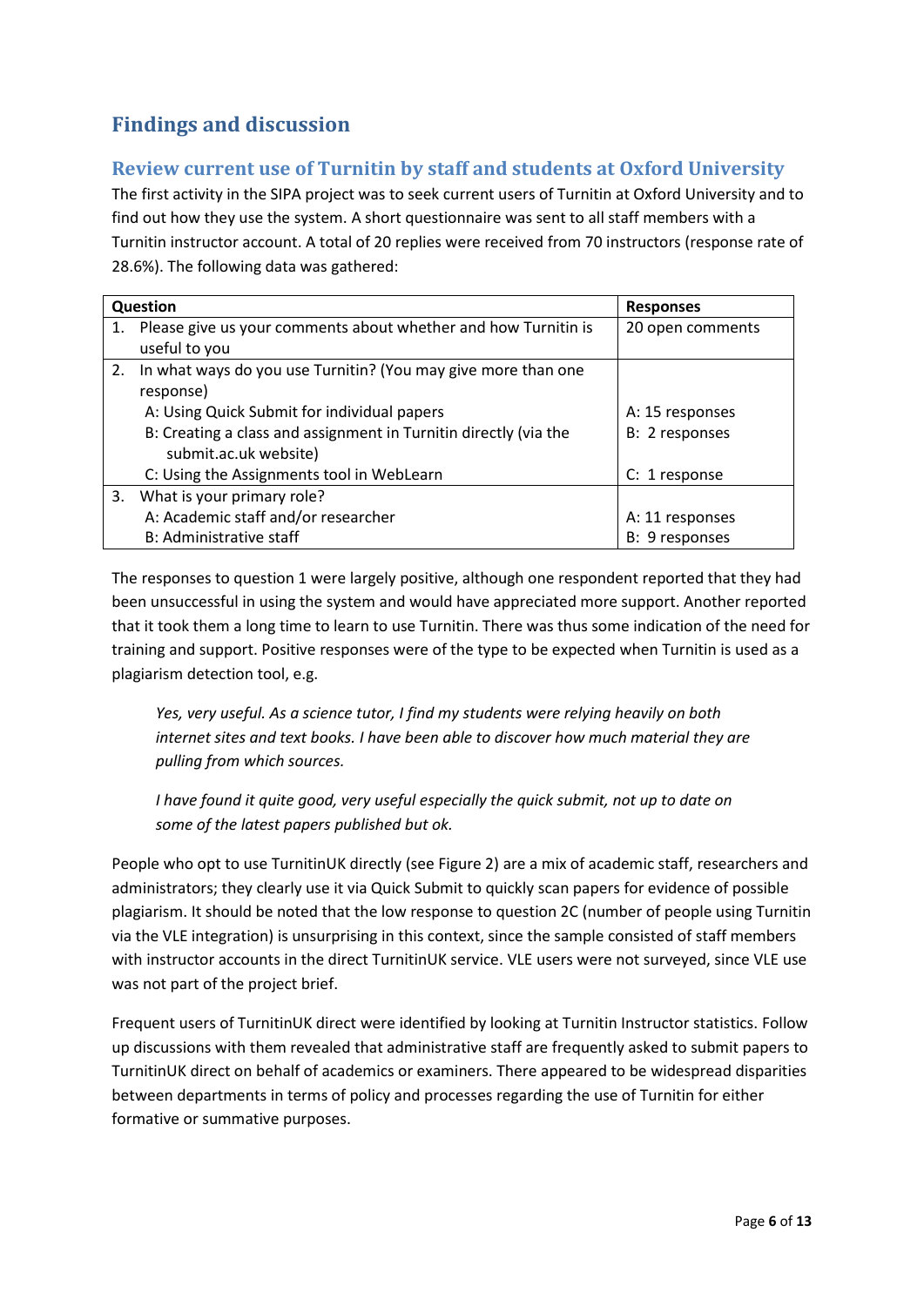## Findings and discussion

### Review current use of Turnitin by staff and students at Oxford University

The first activity in the SIPA project was to seek current users of Turnitin at Oxford University and to find out how they use the system. A short questionnaire was sent to all staff members with a Turnitin instructor account. A total of 20 replies were received from 70 instructors (response rate of 28.6%). The following data was gathered:

| Question | Responses |
|---|---|
| 1. Please give us your comments about whether and how Turnitin is useful to you | 20 open comments |
| 2. In what ways do you use Turnitin? (You may give more than one response)<br>A: Using Quick Submit for individual papers<br>B: Creating a class and assignment in Turnitin directly (via the submit.ac.uk website)<br>C: Using the Assignments tool in WebLearn | <br><br>A: 15 responses<br>B: 2 responses<br><br>C: 1 response |
| 3. What is your primary role?<br>A: Academic staff and/or researcher<br>B: Administrative staff | <br>A: 11 responses<br>B: 9 responses |

The responses to question 1 were largely positive, although one respondent reported that they had been unsuccessful in using the system and would have appreciated more support. Another reported that it took them a long time to learn to use Turnitin. There was thus some indication of the need for training and support. Positive responses were of the type to be expected when Turnitin is used as a plagiarism detection tool, e.g.

> *Yes, very useful. As a science tutor, I find my students were relying heavily on both internet sites and text books. I have been able to discover how much material they are pulling from which sources.*

> *I have found it quite good, very useful especially the quick submit, not up to date on some of the latest papers published but ok.*

People who opt to use TurnitinUK directly (see Figure 2) are a mix of academic staff, researchers and administrators; they clearly use it via Quick Submit to quickly scan papers for evidence of possible plagiarism. It should be noted that the low response to question 2C (number of people using Turnitin via the VLE integration) is unsurprising in this context, since the sample consisted of staff members with instructor accounts in the direct TurnitinUK service. VLE users were not surveyed, since VLE use was not part of the project brief.

Frequent users of TurnitinUK direct were identified by looking at Turnitin Instructor statistics. Follow up discussions with them revealed that administrative staff are frequently asked to submit papers to TurnitinUK direct on behalf of academics or examiners. There appeared to be widespread disparities between departments in terms of policy and processes regarding the use of Turnitin for either formative or summative purposes.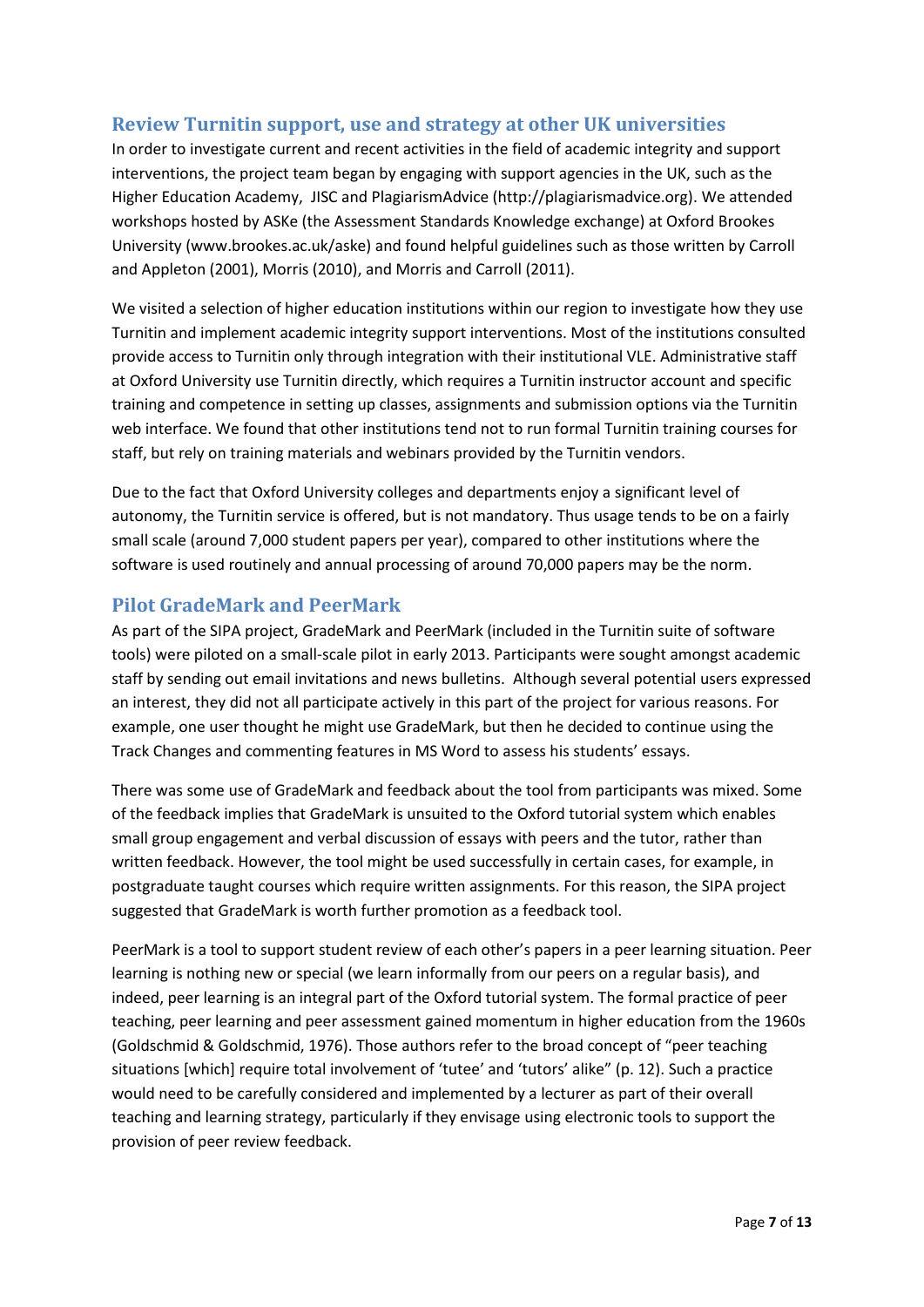## Review Turnitin support, use and strategy at other UK universities

In order to investigate current and recent activities in the field of academic integrity and support interventions, the project team began by engaging with support agencies in the UK, such as the Higher Education Academy, JISC and PlagiarismAdvice (http://plagiarismadvice.org). We attended workshops hosted by ASKe (the Assessment Standards Knowledge exchange) at Oxford Brookes University (www.brookes.ac.uk/aske) and found helpful guidelines such as those written by Carroll and Appleton (2001), Morris (2010), and Morris and Carroll (2011).

We visited a selection of higher education institutions within our region to investigate how they use Turnitin and implement academic integrity support interventions. Most of the institutions consulted provide access to Turnitin only through integration with their institutional VLE. Administrative staff at Oxford University use Turnitin directly, which requires a Turnitin instructor account and specific training and competence in setting up classes, assignments and submission options via the Turnitin web interface. We found that other institutions tend not to run formal Turnitin training courses for staff, but rely on training materials and webinars provided by the Turnitin vendors.

Due to the fact that Oxford University colleges and departments enjoy a significant level of autonomy, the Turnitin service is offered, but is not mandatory. Thus usage tends to be on a fairly small scale (around 7,000 student papers per year), compared to other institutions where the software is used routinely and annual processing of around 70,000 papers may be the norm.

## Pilot GradeMark and PeerMark

As part of the SIPA project, GradeMark and PeerMark (included in the Turnitin suite of software tools) were piloted on a small-scale pilot in early 2013. Participants were sought amongst academic staff by sending out email invitations and news bulletins. Although several potential users expressed an interest, they did not all participate actively in this part of the project for various reasons. For example, one user thought he might use GradeMark, but then he decided to continue using the Track Changes and commenting features in MS Word to assess his students' essays.

There was some use of GradeMark and feedback about the tool from participants was mixed. Some of the feedback implies that GradeMark is unsuited to the Oxford tutorial system which enables small group engagement and verbal discussion of essays with peers and the tutor, rather than written feedback. However, the tool might be used successfully in certain cases, for example, in postgraduate taught courses which require written assignments. For this reason, the SIPA project suggested that GradeMark is worth further promotion as a feedback tool.

PeerMark is a tool to support student review of each other's papers in a peer learning situation. Peer learning is nothing new or special (we learn informally from our peers on a regular basis), and indeed, peer learning is an integral part of the Oxford tutorial system. The formal practice of peer teaching, peer learning and peer assessment gained momentum in higher education from the 1960s (Goldschmid & Goldschmid, 1976). Those authors refer to the broad concept of "peer teaching situations [which] require total involvement of 'tutee' and 'tutors' alike" (p. 12). Such a practice would need to be carefully considered and implemented by a lecturer as part of their overall teaching and learning strategy, particularly if they envisage using electronic tools to support the provision of peer review feedback.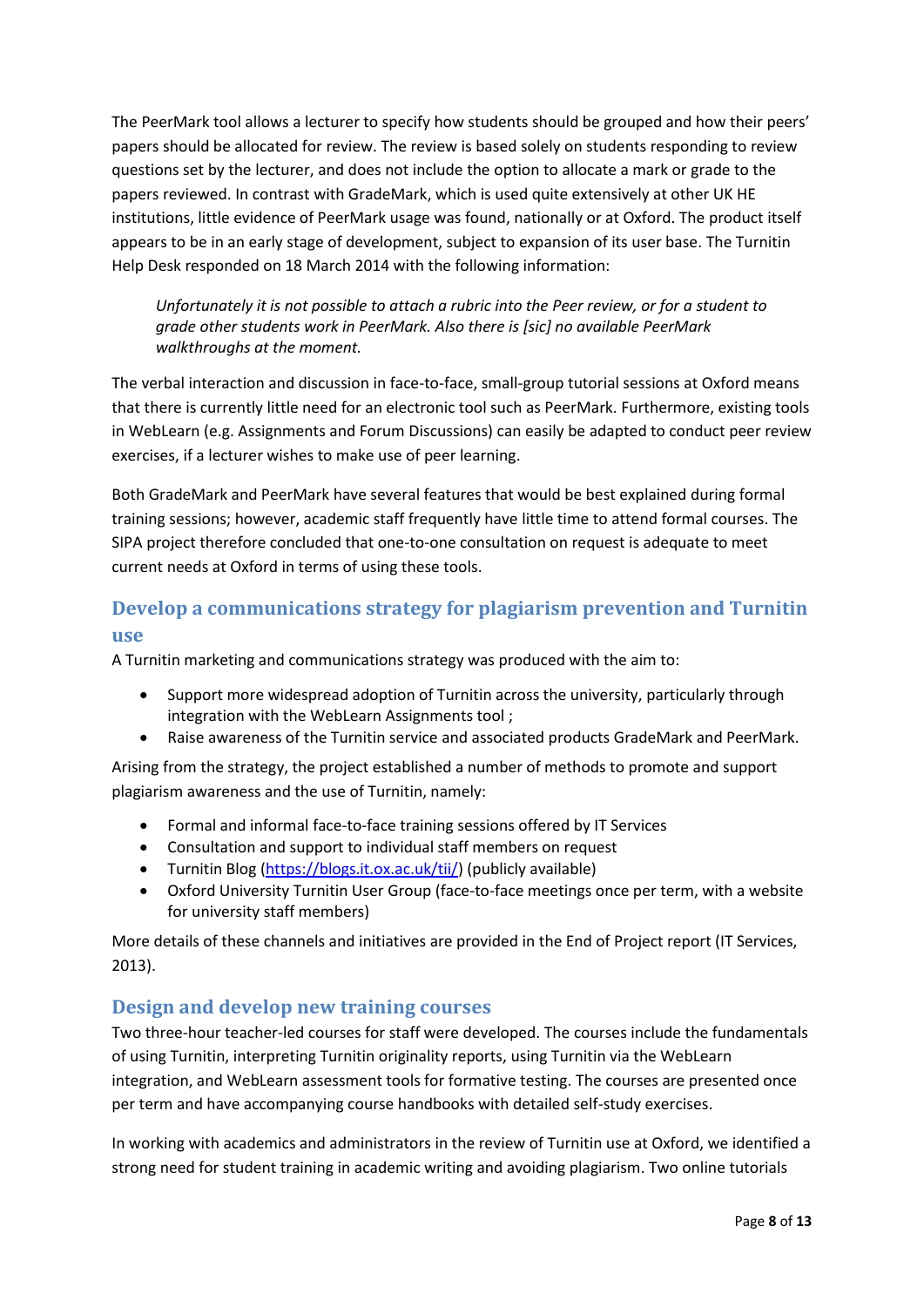The PeerMark tool allows a lecturer to specify how students should be grouped and how their peers' papers should be allocated for review. The review is based solely on students responding to review questions set by the lecturer, and does not include the option to allocate a mark or grade to the papers reviewed. In contrast with GradeMark, which is used quite extensively at other UK HE institutions, little evidence of PeerMark usage was found, nationally or at Oxford. The product itself appears to be in an early stage of development, subject to expansion of its user base. The Turnitin Help Desk responded on 18 March 2014 with the following information:

> *Unfortunately it is not possible to attach a rubric into the Peer review, or for a student to grade other students work in PeerMark. Also there is [sic] no available PeerMark walkthroughs at the moment.*

The verbal interaction and discussion in face-to-face, small-group tutorial sessions at Oxford means that there is currently little need for an electronic tool such as PeerMark. Furthermore, existing tools in WebLearn (e.g. Assignments and Forum Discussions) can easily be adapted to conduct peer review exercises, if a lecturer wishes to make use of peer learning.

Both GradeMark and PeerMark have several features that would be best explained during formal training sessions; however, academic staff frequently have little time to attend formal courses. The SIPA project therefore concluded that one-to-one consultation on request is adequate to meet current needs at Oxford in terms of using these tools.

## Develop a communications strategy for plagiarism prevention and Turnitin use

A Turnitin marketing and communications strategy was produced with the aim to:

- Support more widespread adoption of Turnitin across the university, particularly through integration with the WebLearn Assignments tool ;
- Raise awareness of the Turnitin service and associated products GradeMark and PeerMark.

Arising from the strategy, the project established a number of methods to promote and support plagiarism awareness and the use of Turnitin, namely:

- Formal and informal face-to-face training sessions offered by IT Services
- Consultation and support to individual staff members on request
- Turnitin Blog (https://blogs.it.ox.ac.uk/tii/) (publicly available)
- Oxford University Turnitin User Group (face-to-face meetings once per term, with a website for university staff members)

More details of these channels and initiatives are provided in the End of Project report (IT Services, 2013).

## Design and develop new training courses

Two three-hour teacher-led courses for staff were developed. The courses include the fundamentals of using Turnitin, interpreting Turnitin originality reports, using Turnitin via the WebLearn integration, and WebLearn assessment tools for formative testing. The courses are presented once per term and have accompanying course handbooks with detailed self-study exercises.

In working with academics and administrators in the review of Turnitin use at Oxford, we identified a strong need for student training in academic writing and avoiding plagiarism. Two online tutorials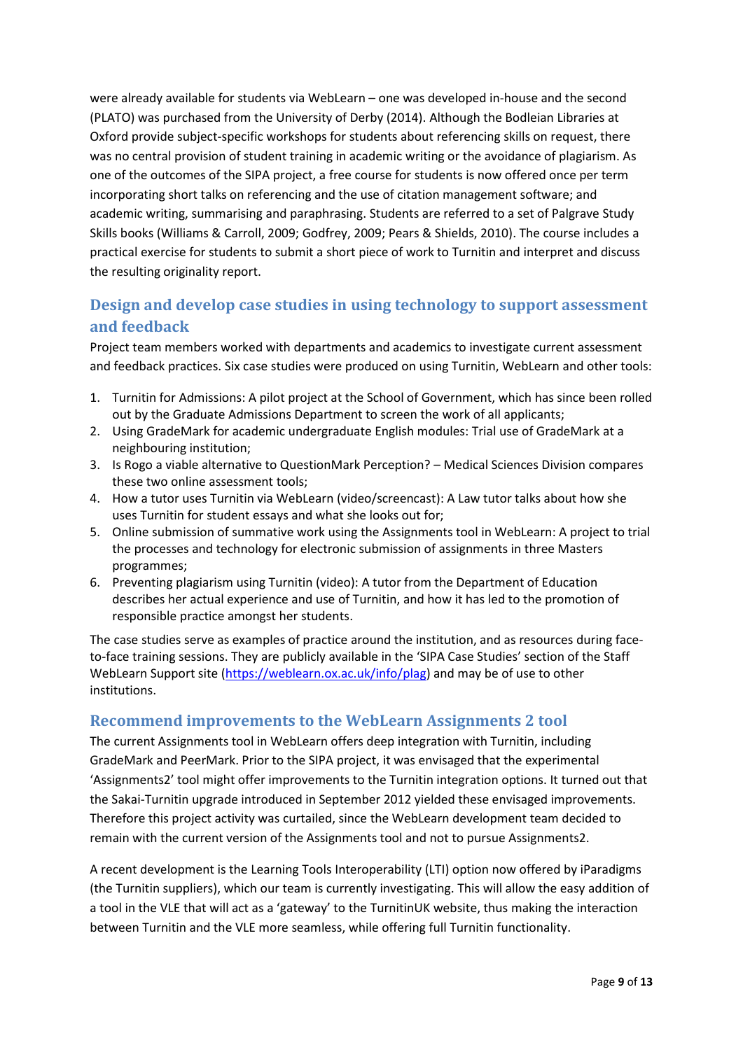were already available for students via WebLearn – one was developed in-house and the second (PLATO) was purchased from the University of Derby (2014). Although the Bodleian Libraries at Oxford provide subject-specific workshops for students about referencing skills on request, there was no central provision of student training in academic writing or the avoidance of plagiarism. As one of the outcomes of the SIPA project, a free course for students is now offered once per term incorporating short talks on referencing and the use of citation management software; and academic writing, summarising and paraphrasing. Students are referred to a set of Palgrave Study Skills books (Williams & Carroll, 2009; Godfrey, 2009; Pears & Shields, 2010). The course includes a practical exercise for students to submit a short piece of work to Turnitin and interpret and discuss the resulting originality report.

## Design and develop case studies in using technology to support assessment and feedback

Project team members worked with departments and academics to investigate current assessment and feedback practices. Six case studies were produced on using Turnitin, WebLearn and other tools:

1. Turnitin for Admissions: A pilot project at the School of Government, which has since been rolled out by the Graduate Admissions Department to screen the work of all applicants;
2. Using GradeMark for academic undergraduate English modules: Trial use of GradeMark at a neighbouring institution;
3. Is Rogo a viable alternative to QuestionMark Perception? – Medical Sciences Division compares these two online assessment tools;
4. How a tutor uses Turnitin via WebLearn (video/screencast): A Law tutor talks about how she uses Turnitin for student essays and what she looks out for;
5. Online submission of summative work using the Assignments tool in WebLearn: A project to trial the processes and technology for electronic submission of assignments in three Masters programmes;
6. Preventing plagiarism using Turnitin (video): A tutor from the Department of Education describes her actual experience and use of Turnitin, and how it has led to the promotion of responsible practice amongst her students.

The case studies serve as examples of practice around the institution, and as resources during face-to-face training sessions. They are publicly available in the 'SIPA Case Studies' section of the Staff WebLearn Support site (https://weblearn.ox.ac.uk/info/plag) and may be of use to other institutions.

## Recommend improvements to the WebLearn Assignments 2 tool

The current Assignments tool in WebLearn offers deep integration with Turnitin, including GradeMark and PeerMark. Prior to the SIPA project, it was envisaged that the experimental 'Assignments2' tool might offer improvements to the Turnitin integration options. It turned out that the Sakai-Turnitin upgrade introduced in September 2012 yielded these envisaged improvements. Therefore this project activity was curtailed, since the WebLearn development team decided to remain with the current version of the Assignments tool and not to pursue Assignments2.

A recent development is the Learning Tools Interoperability (LTI) option now offered by iParadigms (the Turnitin suppliers), which our team is currently investigating. This will allow the easy addition of a tool in the VLE that will act as a 'gateway' to the TurnitinUK website, thus making the interaction between Turnitin and the VLE more seamless, while offering full Turnitin functionality.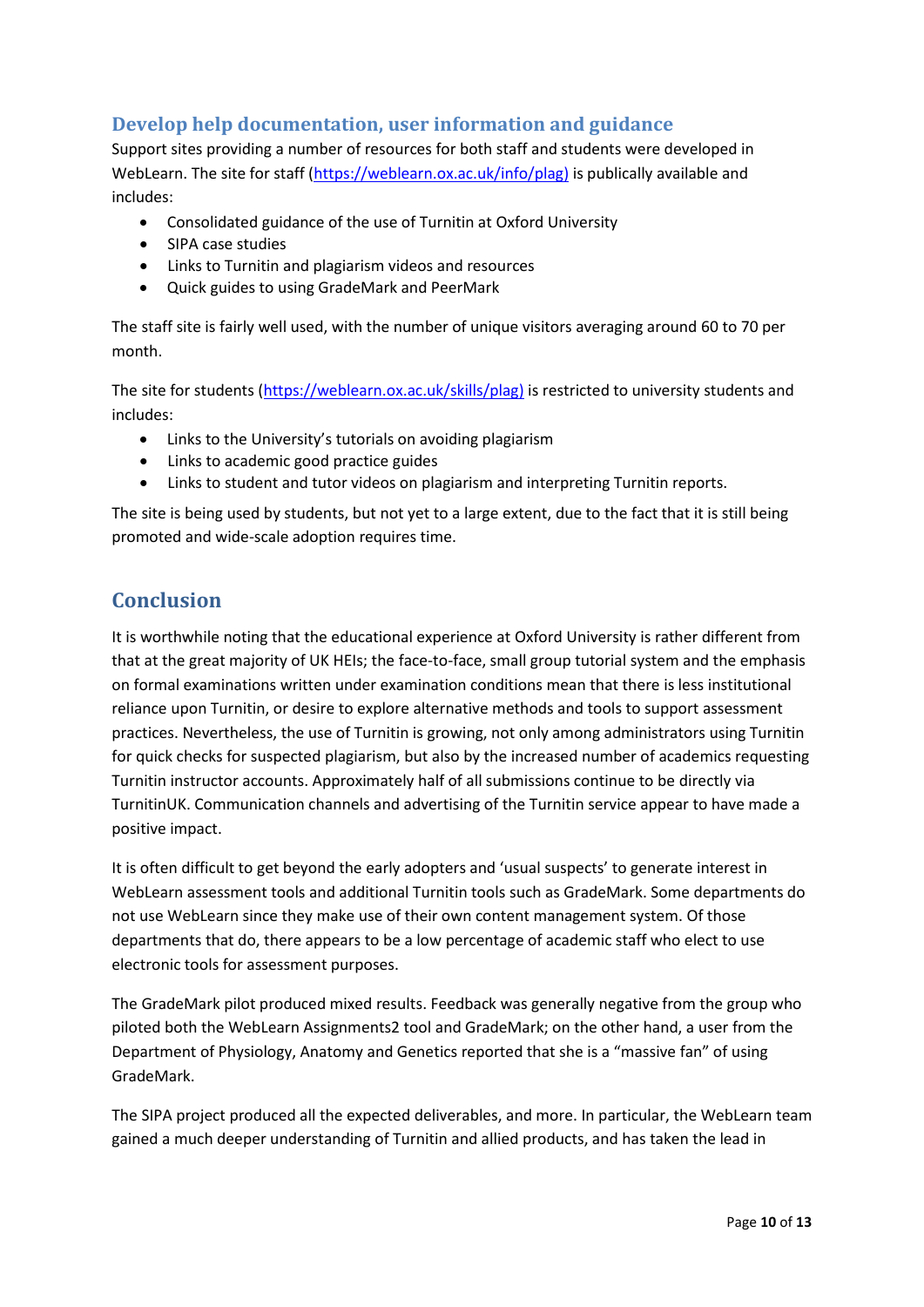## Develop help documentation, user information and guidance

Support sites providing a number of resources for both staff and students were developed in WebLearn. The site for staff (https://weblearn.ox.ac.uk/info/plag) is publically available and includes:

- Consolidated guidance of the use of Turnitin at Oxford University
- SIPA case studies
- Links to Turnitin and plagiarism videos and resources
- Quick guides to using GradeMark and PeerMark

The staff site is fairly well used, with the number of unique visitors averaging around 60 to 70 per month.

The site for students (https://weblearn.ox.ac.uk/skills/plag) is restricted to university students and includes:

- Links to the University's tutorials on avoiding plagiarism
- Links to academic good practice guides
- Links to student and tutor videos on plagiarism and interpreting Turnitin reports.

The site is being used by students, but not yet to a large extent, due to the fact that it is still being promoted and wide-scale adoption requires time.

## Conclusion

It is worthwhile noting that the educational experience at Oxford University is rather different from that at the great majority of UK HEIs; the face-to-face, small group tutorial system and the emphasis on formal examinations written under examination conditions mean that there is less institutional reliance upon Turnitin, or desire to explore alternative methods and tools to support assessment practices. Nevertheless, the use of Turnitin is growing, not only among administrators using Turnitin for quick checks for suspected plagiarism, but also by the increased number of academics requesting Turnitin instructor accounts. Approximately half of all submissions continue to be directly via TurnitinUK. Communication channels and advertising of the Turnitin service appear to have made a positive impact.

It is often difficult to get beyond the early adopters and 'usual suspects' to generate interest in WebLearn assessment tools and additional Turnitin tools such as GradeMark. Some departments do not use WebLearn since they make use of their own content management system. Of those departments that do, there appears to be a low percentage of academic staff who elect to use electronic tools for assessment purposes.

The GradeMark pilot produced mixed results. Feedback was generally negative from the group who piloted both the WebLearn Assignments2 tool and GradeMark; on the other hand, a user from the Department of Physiology, Anatomy and Genetics reported that she is a "massive fan" of using GradeMark.

The SIPA project produced all the expected deliverables, and more. In particular, the WebLearn team gained a much deeper understanding of Turnitin and allied products, and has taken the lead in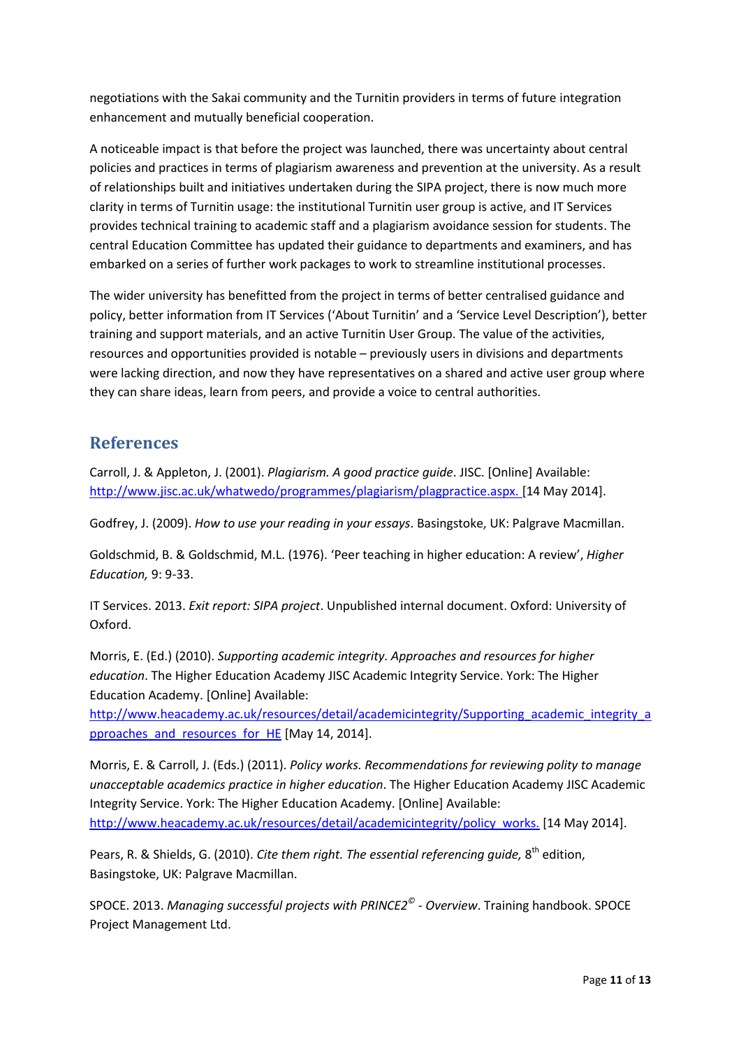negotiations with the Sakai community and the Turnitin providers in terms of future integration enhancement and mutually beneficial cooperation.

A noticeable impact is that before the project was launched, there was uncertainty about central policies and practices in terms of plagiarism awareness and prevention at the university. As a result of relationships built and initiatives undertaken during the SIPA project, there is now much more clarity in terms of Turnitin usage: the institutional Turnitin user group is active, and IT Services provides technical training to academic staff and a plagiarism avoidance session for students. The central Education Committee has updated their guidance to departments and examiners, and has embarked on a series of further work packages to work to streamline institutional processes.

The wider university has benefitted from the project in terms of better centralised guidance and policy, better information from IT Services ('About Turnitin' and a 'Service Level Description'), better training and support materials, and an active Turnitin User Group. The value of the activities, resources and opportunities provided is notable – previously users in divisions and departments were lacking direction, and now they have representatives on a shared and active user group where they can share ideas, learn from peers, and provide a voice to central authorities.

## References

Carroll, J. & Appleton, J. (2001). *Plagiarism. A good practice guide*. JISC. [Online] Available: http://www.jisc.ac.uk/whatwedo/programmes/plagiarism/plagpractice.aspx. [14 May 2014].

Godfrey, J. (2009). *How to use your reading in your essays*. Basingstoke, UK: Palgrave Macmillan.

Goldschmid, B. & Goldschmid, M.L. (1976). 'Peer teaching in higher education: A review', *Higher Education,* 9: 9-33.

IT Services. 2013. *Exit report: SIPA project*. Unpublished internal document. Oxford: University of Oxford.

Morris, E. (Ed.) (2010). *Supporting academic integrity. Approaches and resources for higher education*. The Higher Education Academy JISC Academic Integrity Service. York: The Higher Education Academy. [Online] Available: http://www.heacademy.ac.uk/resources/detail/academicintegrity/Supporting_academic_integrity_approaches_and_resources_for_HE [May 14, 2014].

Morris, E. & Carroll, J. (Eds.) (2011). *Policy works. Recommendations for reviewing polity to manage unacceptable academics practice in higher education*. The Higher Education Academy JISC Academic Integrity Service. York: The Higher Education Academy. [Online] Available: http://www.heacademy.ac.uk/resources/detail/academicintegrity/policy_works. [14 May 2014].

Pears, R. & Shields, G. (2010). *Cite them right. The essential referencing guide,* 8th edition, Basingstoke, UK: Palgrave Macmillan.

SPOCE. 2013. *Managing successful projects with PRINCE2© - Overview*. Training handbook. SPOCE Project Management Ltd.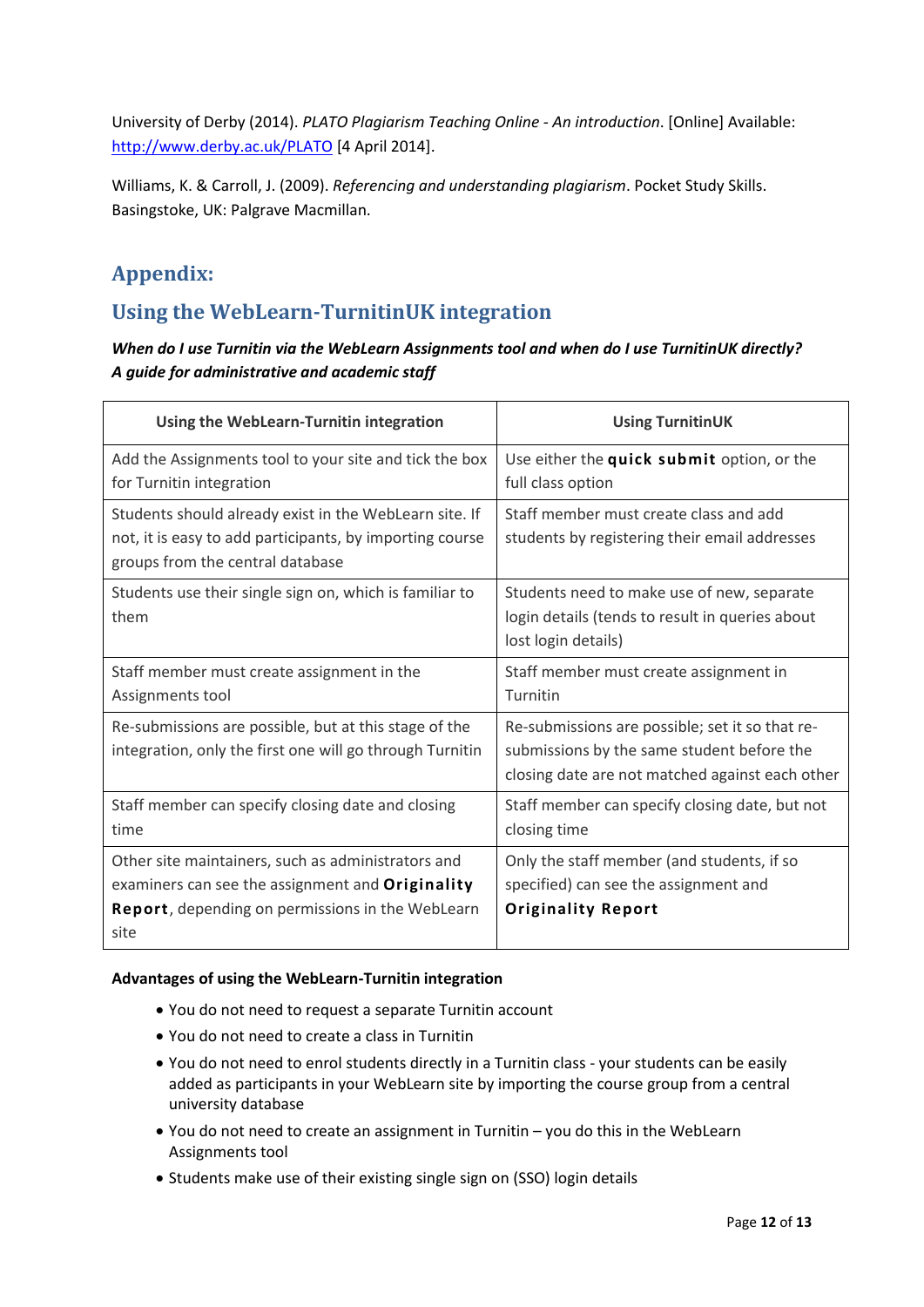University of Derby (2014). *PLATO Plagiarism Teaching Online - An introduction*. [Online] Available: http://www.derby.ac.uk/PLATO [4 April 2014].

Williams, K. & Carroll, J. (2009). *Referencing and understanding plagiarism*. Pocket Study Skills. Basingstoke, UK: Palgrave Macmillan.

## Appendix:

## Using the WebLearn-TurnitinUK integration

***When do I use Turnitin via the WebLearn Assignments tool and when do I use TurnitinUK directly? A guide for administrative and academic staff***

| Using the WebLearn-Turnitin integration | Using TurnitinUK |
|---|---|
| Add the Assignments tool to your site and tick the box for Turnitin integration | Use either the **quick submit** option, or the full class option |
| Students should already exist in the WebLearn site. If not, it is easy to add participants, by importing course groups from the central database | Staff member must create class and add students by registering their email addresses |
| Students use their single sign on, which is familiar to them | Students need to make use of new, separate login details (tends to result in queries about lost login details) |
| Staff member must create assignment in the Assignments tool | Staff member must create assignment in Turnitin |
| Re-submissions are possible, but at this stage of the integration, only the first one will go through Turnitin | Re-submissions are possible; set it so that re-submissions by the same student before the closing date are not matched against each other |
| Staff member can specify closing date and closing time | Staff member can specify closing date, but not closing time |
| Other site maintainers, such as administrators and examiners can see the assignment and **Originality Report**, depending on permissions in the WebLearn site | Only the staff member (and students, if so specified) can see the assignment and **Originality Report** |

**Advantages of using the WebLearn-Turnitin integration**

- You do not need to request a separate Turnitin account
- You do not need to create a class in Turnitin
- You do not need to enrol students directly in a Turnitin class - your students can be easily added as participants in your WebLearn site by importing the course group from a central university database
- You do not need to create an assignment in Turnitin – you do this in the WebLearn Assignments tool
- Students make use of their existing single sign on (SSO) login details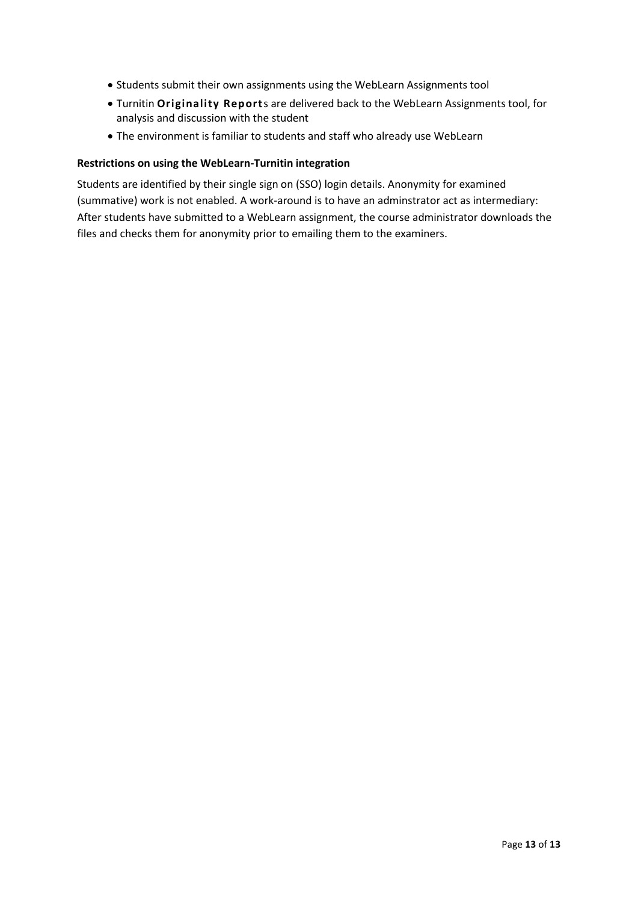- Students submit their own assignments using the WebLearn Assignments tool
- Turnitin **Originality Report**s are delivered back to the WebLearn Assignments tool, for analysis and discussion with the student
- The environment is familiar to students and staff who already use WebLearn

**Restrictions on using the WebLearn-Turnitin integration**

Students are identified by their single sign on (SSO) login details. Anonymity for examined (summative) work is not enabled. A work-around is to have an adminstrator act as intermediary: After students have submitted to a WebLearn assignment, the course administrator downloads the files and checks them for anonymity prior to emailing them to the examiners.